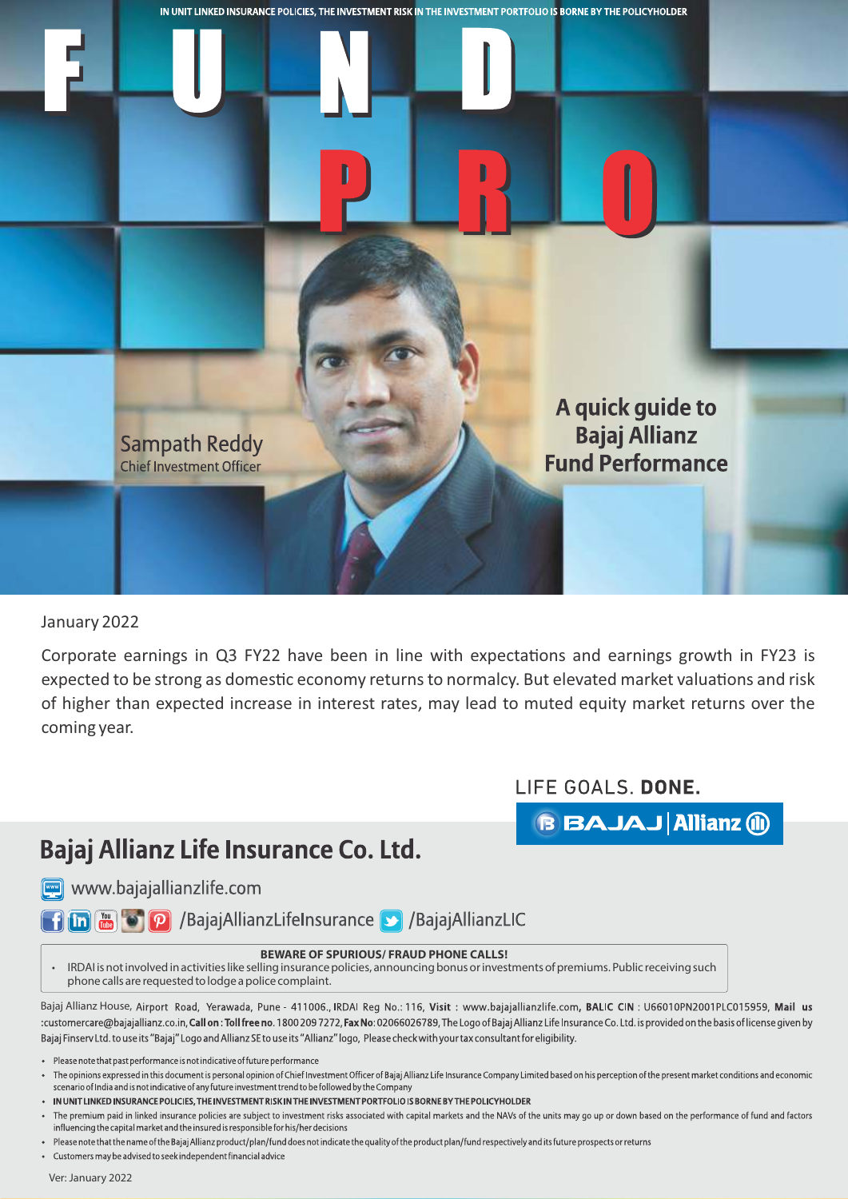IN UNIT LINKED INSURANCE POLICIES, THE INVESTMENT RISK IN THE INVESTMENT PORTFOLIO IS BORNE BY THE POLICYHOLDER

# FUND PRO

Sampath Reddy
Chief Investment Officer

**A quick guide to Bajaj Allianz Fund Performance**

January 2022

Corporate earnings in Q3 FY22 have been in line with expectations and earnings growth in FY23 is expected to be strong as domestic economy returns to normalcy. But elevated market valuations and risk of higher than expected increase in interest rates, may lead to muted equity market returns over the coming year.

LIFE GOALS. **DONE.**

BAJAJ | Allianz

## Bajaj Allianz Life Insurance Co. Ltd.

www.bajajallianzlife.com

/BajajAllianzLifeInsurance /BajajAllianzLIC

**BEWARE OF SPURIOUS/ FRAUD PHONE CALLS!**

- IRDAI is not involved in activities like selling insurance policies, announcing bonus or investments of premiums. Public receiving such phone calls are requested to lodge a police complaint.

Bajaj Allianz House, Airport Road, Yerawada, Pune - 411006., IRDAI Reg No.: 116, **Visit** : www.bajajallianzlife.com, **BALIC CIN** : U66010PN2001PLC015959, **Mail us** :customercare@bajajallianz.co.in, **Call on : Toll free no.** 1800 209 7272, **Fax No**: 02066026789, The Logo of Bajaj Allianz Life Insurance Co. Ltd. is provided on the basis of license given by Bajaj Finserv Ltd. to use its "Bajaj" Logo and Allianz SE to use its "Allianz" logo, Please check with your tax consultant for eligibility.

- Please note that past performance is not indicative of future performance
- The opinions expressed in this document is personal opinion of Chief Investment Officer of Bajaj Allianz Life Insurance Company Limited based on his perception of the present market conditions and economic scenario of India and is not indicative of any future investment trend to be followed by the Company
- **IN UNIT LINKED INSURANCE POLICIES, THE INVESTMENT RISK IN THE INVESTMENT PORTFOLIO IS BORNE BY THE POLICYHOLDER**
- The premium paid in linked insurance policies are subject to investment risks associated with capital markets and the NAVs of the units may go up or down based on the performance of fund and factors influencing the capital market and the insured is responsible for his/her decisions
- Please note that the name of the Bajaj Allianz product/plan/fund does not indicate the quality of the product plan/fund respectively and its future prospects or returns
- Customers may be advised to seek independent financial advice

Ver: January 2022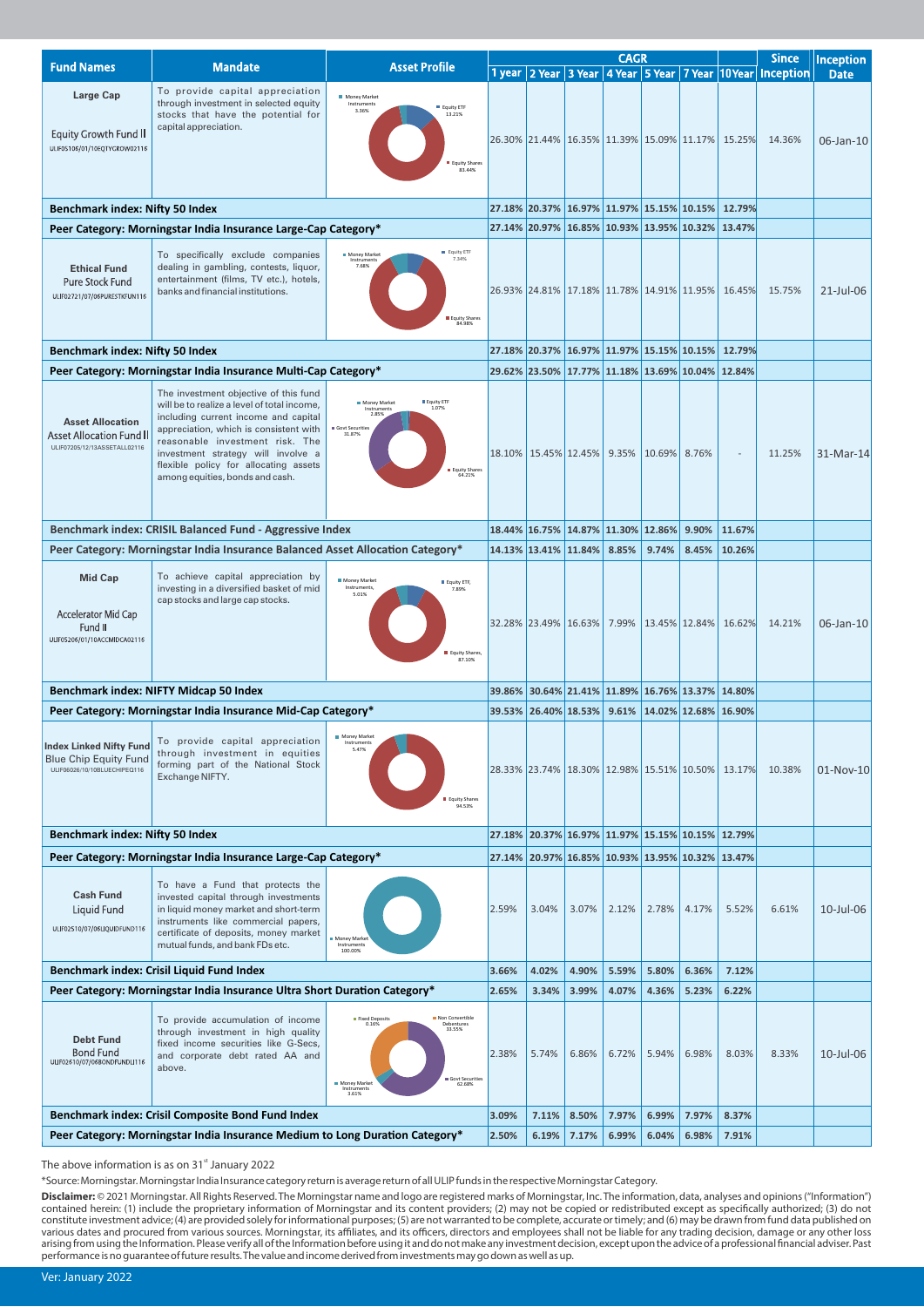| Fund Names | Mandate | Asset Profile | CAGR | | | | | | | Since | Inception |
|---|---|---|---|---|---|---|---|---|---|---|---|
| | | | 1 year | 2 Year | 3 Year | 4 Year | 5 Year | 7 Year | 10Year | Inception | Date |
| **Large Cap** Equity Growth Fund II ULIF05106/01/10EQTYGROW02116 | To provide capital appreciation through investment in selected equity stocks that have the potential for capital appreciation. | Money Market Instruments 3.36%; Equity ETF 13.21%; Equity Shares 83.44% | 26.30% | 21.44% | 16.35% | 11.39% | 15.09% | 11.17% | 15.25% | 14.36% | 06-Jan-10 |
| **Benchmark index: Nifty 50 Index** | | | **27.18%** | **20.37%** | **16.97%** | **11.97%** | **15.15%** | **10.15%** | **12.79%** | | |
| **Peer Category: Morningstar India Insurance Large-Cap Category*** | | | **27.14%** | **20.97%** | **16.85%** | **10.93%** | **13.95%** | **10.32%** | **13.47%** | | |
| **Ethical Fund** Pure Stock Fund ULIF02721/07/06PURESTKFUN116 | To specifically exclude companies dealing in gambling, contests, liquor, entertainment (films, TV etc.), hotels, banks and financial institutions. | Money Market Instruments 7.68%; Equity ETF 7.34%; Equity Shares 84.98% | 26.93% | 24.81% | 17.18% | 11.78% | 14.91% | 11.95% | 16.45% | 15.75% | 21-Jul-06 |
| **Benchmark index: Nifty 50 Index** | | | **27.18%** | **20.37%** | **16.97%** | **11.97%** | **15.15%** | **10.15%** | **12.79%** | | |
| **Peer Category: Morningstar India Insurance Multi-Cap Category*** | | | **29.62%** | **23.50%** | **17.77%** | **11.18%** | **13.69%** | **10.04%** | **12.84%** | | |
| **Asset Allocation** Asset Allocation Fund II ULIF07205/12/13ASSETALL02116 | The investment objective of this fund will be to realize a level of total income, including current income and capital appreciation, which is consistent with reasonable investment risk. The investment strategy will involve a flexible policy for allocating assets among equities, bonds and cash. | Money Market Instruments 2.85%; Equity ETF 1.07%; Govt Securities 31.87%; Equity Shares 64.21% | 18.10% | 15.45% | 12.45% | 9.35% | 10.69% | 8.76% | - | 11.25% | 31-Mar-14 |
| **Benchmark index: CRISIL Balanced Fund - Aggressive Index** | | | **18.44%** | **16.75%** | **14.87%** | **11.30%** | **12.86%** | **9.90%** | **11.67%** | | |
| **Peer Category: Morningstar India Insurance Balanced Asset Allocation Category*** | | | **14.13%** | **13.41%** | **11.84%** | **8.85%** | **9.74%** | **8.45%** | **10.26%** | | |
| **Mid Cap** Accelerator Mid Cap Fund II ULIF05206/01/10ACCMIDCA02116 | To achieve capital appreciation by investing in a diversified basket of mid cap stocks and large cap stocks. | Money Market Instruments, 5.01%; Equity ETF, 7.89%; Equity Shares, 87.10% | 32.28% | 23.49% | 16.63% | 7.99% | 13.45% | 12.84% | 16.62% | 14.21% | 06-Jan-10 |
| **Benchmark index: NIFTY Midcap 50 Index** | | | **39.86%** | **30.64%** | **21.41%** | **11.89%** | **16.76%** | **13.37%** | **14.80%** | | |
| **Peer Category: Morningstar India Insurance Mid-Cap Category*** | | | **39.53%** | **26.40%** | **18.53%** | **9.61%** | **14.02%** | **12.68%** | **16.90%** | | |
| **Index Linked Nifty Fund** Blue Chip Equity Fund ULIF06026/10/10BLUECHIPEQ116 | To provide capital appreciation through investment in equities forming part of the National Stock Exchange NIFTY. | Money Market Instruments 5.47%; Equity Shares 94.53% | 28.33% | 23.74% | 18.30% | 12.98% | 15.51% | 10.50% | 13.17% | 10.38% | 01-Nov-10 |
| **Benchmark index: Nifty 50 Index** | | | **27.18%** | **20.37%** | **16.97%** | **11.97%** | **15.15%** | **10.15%** | **12.79%** | | |
| **Peer Category: Morningstar India Insurance Large-Cap Category*** | | | **27.14%** | **20.97%** | **16.85%** | **10.93%** | **13.95%** | **10.32%** | **13.47%** | | |
| **Cash Fund** Liquid Fund ULIF02510/07/06LIQUIDFUND116 | To have a Fund that protects the invested capital through investments in liquid money market and short-term instruments like commercial papers, certificate of deposits, money market mutual funds, and bank FDs etc. | Money Market Instruments 100.00% | 2.59% | 3.04% | 3.07% | 2.12% | 2.78% | 4.17% | 5.52% | 6.61% | 10-Jul-06 |
| **Benchmark index: Crisil Liquid Fund Index** | | | **3.66%** | **4.02%** | **4.90%** | **5.59%** | **5.80%** | **6.36%** | **7.12%** | | |
| **Peer Category: Morningstar India Insurance Ultra Short Duration Category*** | | | **2.65%** | **3.34%** | **3.99%** | **4.07%** | **4.36%** | **5.23%** | **6.22%** | | |
| **Debt Fund** Bond Fund ULIF02610/07/06BONDFUNDLI116 | To provide accumulation of income through investment in high quality fixed income securities like G-Secs, and corporate debt rated AA and above. | Fixed Deposits 0.16%; Non Convertible Debentures 33.55%; Money Market Instruments 3.61%; Govt Securities 62.68% | 2.38% | 5.74% | 6.86% | 6.72% | 5.94% | 6.98% | 8.03% | 8.33% | 10-Jul-06 |
| **Benchmark index: Crisil Composite Bond Fund Index** | | | **3.09%** | **7.11%** | **8.50%** | **7.97%** | **6.99%** | **7.97%** | **8.37%** | | |
| **Peer Category: Morningstar India Insurance Medium to Long Duration Category*** | | | **2.50%** | **6.19%** | **7.17%** | **6.99%** | **6.04%** | **6.98%** | **7.91%** | | |

The above information is as on 31st January 2022

*Source: Morningstar. Morningstar India Insurance category return is average return of all ULIP funds in the respective Morningstar Category.

**Disclaimer:** © 2021 Morningstar. All Rights Reserved. The Morningstar name and logo are registered marks of Morningstar, Inc. The information, data, analyses and opinions ("Information") contained herein: (1) include the proprietary information of Morningstar and its content providers; (2) may not be copied or redistributed except as specifically authorized; (3) do not constitute investment advice; (4) are provided solely for informational purposes; (5) are not warranted to be complete, accurate or timely; and (6) may be drawn from fund data published on various dates and procured from various sources. Morningstar, its affiliates, and its officers, directors and employees shall not be liable for any trading decision, damage or any other loss arising from using the Information. Please verify all of the Information before using it and do not make any investment decision, except upon the advice of a professional financial adviser. Past performance is no guarantee of future results. The value and income derived from investments may go down as well as up.

Ver: January 2022